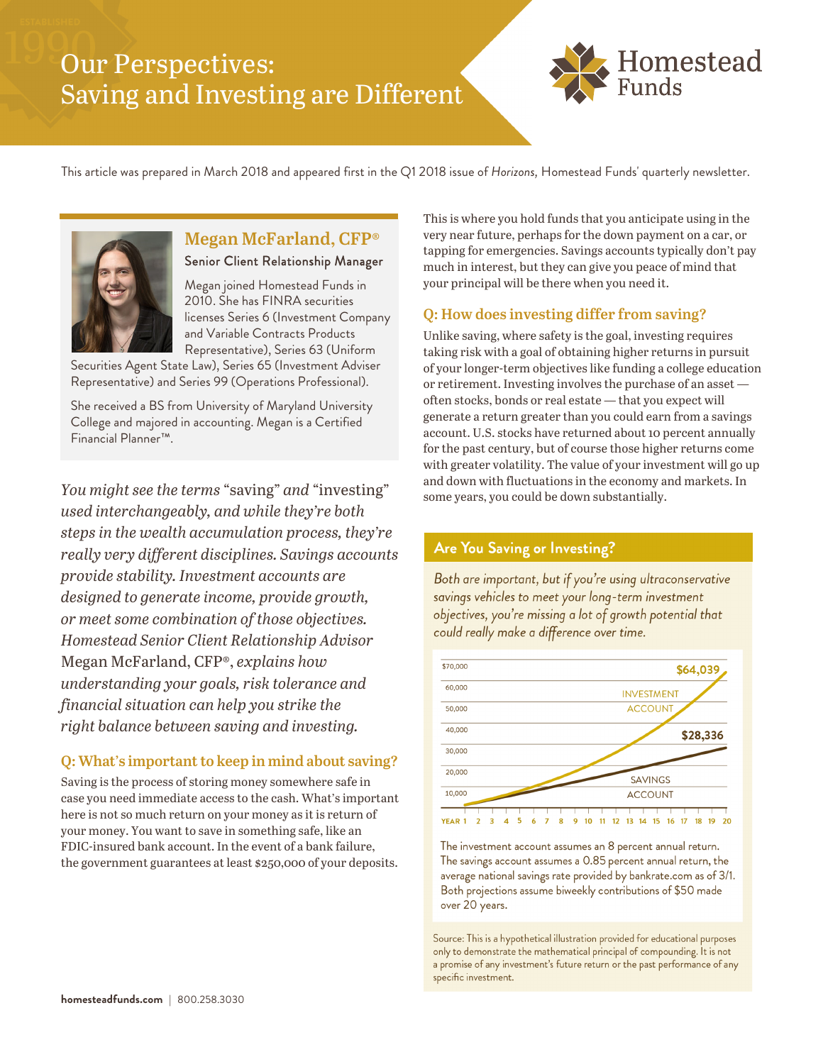# Our Perspectives: Saving and Investing are Different

This article was prepared in March 2018 and appeared first in the Q1 2018 issue of *Horizons,* Homestead Funds' quarterly newsletter.

### Megan McFarland, CFP®

**Senior Client Relationship Manager**

Megan joined Homestead Funds in 2010. She has FINRA securities licenses Series 6 (Investment Company and Variable Contracts Products Representative), Series 63 (Uniform Securities Agent State Law), Series 65 (Investment Adviser Representative) and Series 99 (Operations Professional).

She received a BS from University of Maryland University College and majored in accounting. Megan is a Certified Financial Planner™.

*You might see the terms "saving" and "investing" used interchangeably, and while they're both steps in the wealth accumulation process, they're really very different disciplines. Savings accounts provide stability. Investment accounts are designed to generate income, provide growth, or meet some combination of those objectives. Homestead Senior Client Relationship Advisor* Megan McFarland, CFP®, *explains how understanding your goals, risk tolerance and financial situation can help you strike the right balance between saving and investing.*

## Q: What's important to keep in mind about saving?

Saving is the process of storing money somewhere safe in case you need immediate access to the cash. What's important here is not so much return on your money as it is return of your money. You want to save in something safe, like an FDIC-insured bank account. In the event of a bank failure, the government guarantees at least $250,000 of your deposits. This is where you hold funds that you anticipate using in the very near future, perhaps for the down payment on a car, or tapping for emergencies. Savings accounts typically don't pay much in interest, but they can give you peace of mind that your principal will be there when you need it.

## Q: How does investing differ from saving?

Unlike saving, where safety is the goal, investing requires taking risk with a goal of obtaining higher returns in pursuit of your longer-term objectives like funding a college education or retirement. Investing involves the purchase of an asset — often stocks, bonds or real estate — that you expect will generate a return greater than you could earn from a savings account. U.S. stocks have returned about 10 percent annually for the past century, but of course those higher returns come with greater volatility. The value of your investment will go up and down with fluctuations in the economy and markets. In some years, you could be down substantially.

### Are You Saving or Investing?

*Both are important, but if you're using ultraconservative savings vehicles to meet your long-term investment objectives, you're missing a lot of growth potential that could really make a difference over time.*

[Chart: Investment Account reaches $64,039; Savings Account reaches $28,336 over Years 1–20; y-axis $10,000 to $70,000]

The investment account assumes an 8 percent annual return. The savings account assumes a 0.85 percent annual return, the average national savings rate provided by bankrate.com as of 3/1. Both projections assume biweekly contributions of $50 made over 20 years.

Source: This is a hypothetical illustration provided for educational purposes only to demonstrate the mathematical principal of compounding. It is not a promise of any investment's future return or the past performance of any specific investment.

**homesteadfunds.com** | 800.258.3030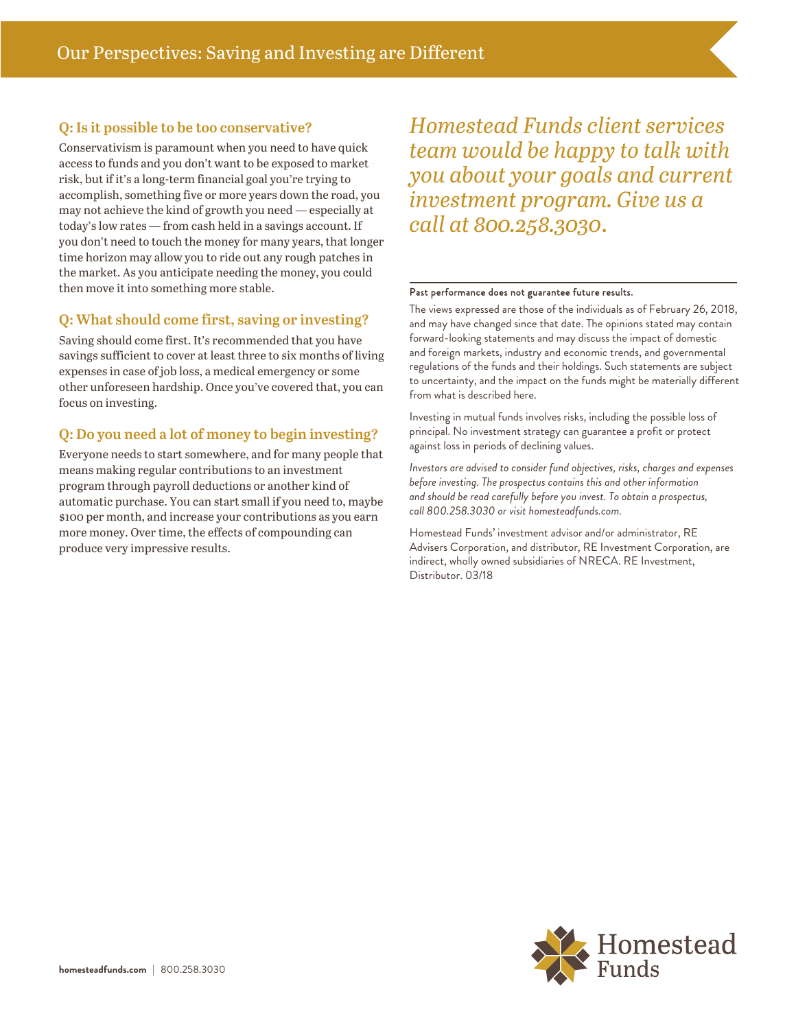## Our Perspectives: Saving and Investing are Different

### Q: Is it possible to be too conservative?

Conservativism is paramount when you need to have quick access to funds and you don't want to be exposed to market risk, but if it's a long-term financial goal you're trying to accomplish, something five or more years down the road, you may not achieve the kind of growth you need — especially at today's low rates — from cash held in a savings account. If you don't need to touch the money for many years, that longer time horizon may allow you to ride out any rough patches in the market. As you anticipate needing the money, you could then move it into something more stable.

### Q: What should come first, saving or investing?

Saving should come first. It's recommended that you have savings sufficient to cover at least three to six months of living expenses in case of job loss, a medical emergency or some other unforeseen hardship. Once you've covered that, you can focus on investing.

### Q: Do you need a lot of money to begin investing?

Everyone needs to start somewhere, and for many people that means making regular contributions to an investment program through payroll deductions or another kind of automatic purchase. You can start small if you need to, maybe $100 per month, and increase your contributions as you earn more money. Over time, the effects of compounding can produce very impressive results.

*Homestead Funds client services team would be happy to talk with you about your goals and current investment program. Give us a call at 800.258.3030.*

**Past performance does not guarantee future results.**

The views expressed are those of the individuals as of February 26, 2018, and may have changed since that date. The opinions stated may contain forward-looking statements and may discuss the impact of domestic and foreign markets, industry and economic trends, and governmental regulations of the funds and their holdings. Such statements are subject to uncertainty, and the impact on the funds might be materially different from what is described here.

Investing in mutual funds involves risks, including the possible loss of principal. No investment strategy can guarantee a profit or protect against loss in periods of declining values.

*Investors are advised to consider fund objectives, risks, charges and expenses before investing. The prospectus contains this and other information and should be read carefully before you invest. To obtain a prospectus, call 800.258.3030 or visit homesteadfunds.com.*

Homestead Funds' investment advisor and/or administrator, RE Advisers Corporation, and distributor, RE Investment Corporation, are indirect, wholly owned subsidiaries of NRECA. RE Investment, Distributor. 03/18

**homesteadfunds.com** | 800.258.3030

Homestead Funds